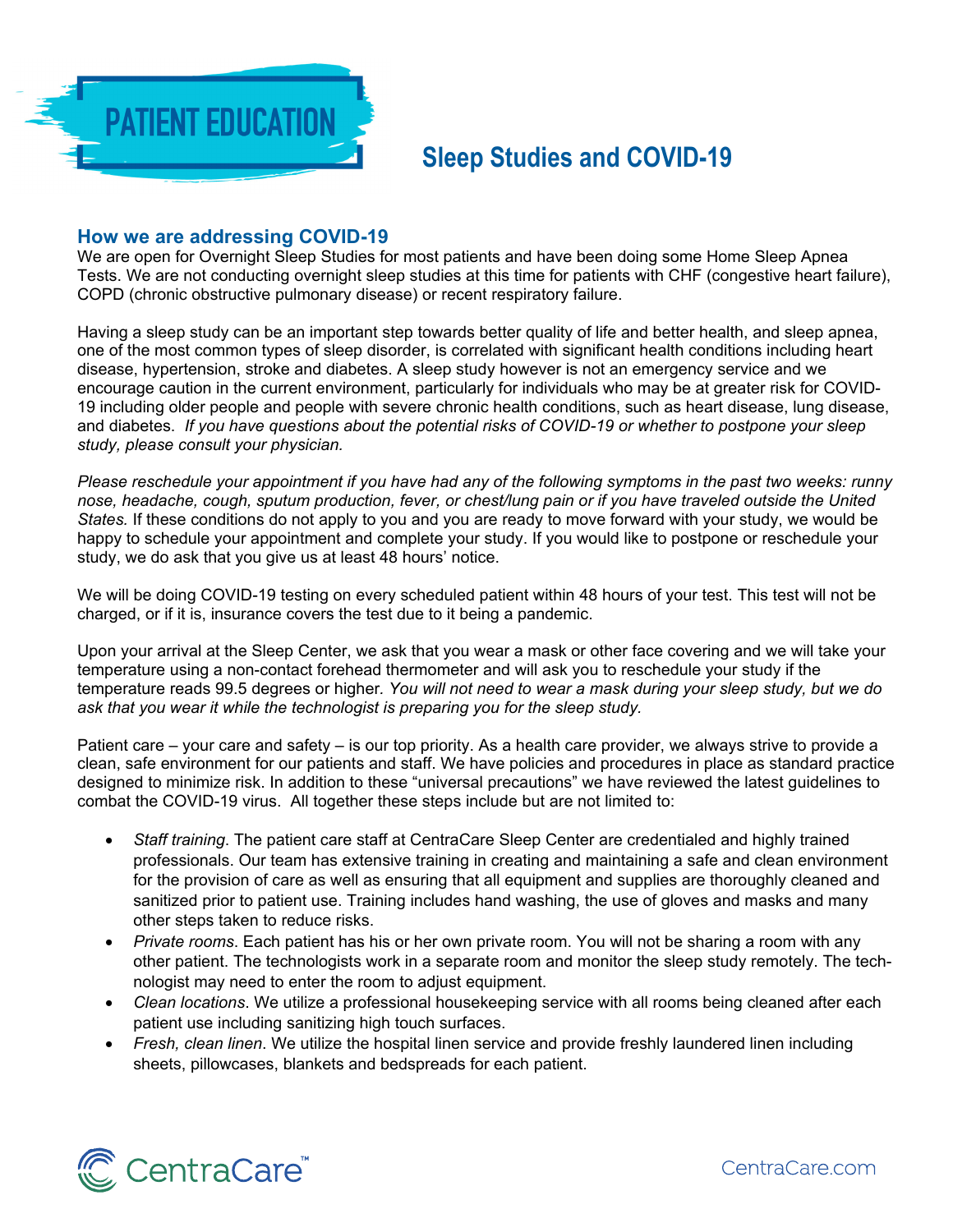PATIENT EDUCATION

# Sleep Studies and COVID-19

## How we are addressing COVID-19

We are open for Overnight Sleep Studies for most patients and have been doing some Home Sleep Apnea Tests. We are not conducting overnight sleep studies at this time for patients with CHF (congestive heart failure), COPD (chronic obstructive pulmonary disease) or recent respiratory failure.

Having a sleep study can be an important step towards better quality of life and better health, and sleep apnea, one of the most common types of sleep disorder, is correlated with significant health conditions including heart disease, hypertension, stroke and diabetes. A sleep study however is not an emergency service and we encourage caution in the current environment, particularly for individuals who may be at greater risk for COVID-19 including older people and people with severe chronic health conditions, such as heart disease, lung disease, and diabetes. *If you have questions about the potential risks of COVID-19 or whether to postpone your sleep study, please consult your physician.*

*Please reschedule your appointment if you have had any of the following symptoms in the past two weeks: runny nose, headache, cough, sputum production, fever, or chest/lung pain or if you have traveled outside the United States.* If these conditions do not apply to you and you are ready to move forward with your study, we would be happy to schedule your appointment and complete your study. If you would like to postpone or reschedule your study, we do ask that you give us at least 48 hours' notice.

We will be doing COVID-19 testing on every scheduled patient within 48 hours of your test. This test will not be charged, or if it is, insurance covers the test due to it being a pandemic.

Upon your arrival at the Sleep Center, we ask that you wear a mask or other face covering and we will take your temperature using a non-contact forehead thermometer and will ask you to reschedule your study if the temperature reads 99.5 degrees or higher. *You will not need to wear a mask during your sleep study, but we do ask that you wear it while the technologist is preparing you for the sleep study.*

Patient care – your care and safety – is our top priority. As a health care provider, we always strive to provide a clean, safe environment for our patients and staff. We have policies and procedures in place as standard practice designed to minimize risk. In addition to these "universal precautions" we have reviewed the latest guidelines to combat the COVID-19 virus. All together these steps include but are not limited to:

- *Staff training*. The patient care staff at CentraCare Sleep Center are credentialed and highly trained professionals. Our team has extensive training in creating and maintaining a safe and clean environment for the provision of care as well as ensuring that all equipment and supplies are thoroughly cleaned and sanitized prior to patient use. Training includes hand washing, the use of gloves and masks and many other steps taken to reduce risks.
- *Private rooms*. Each patient has his or her own private room. You will not be sharing a room with any other patient. The technologists work in a separate room and monitor the sleep study remotely. The technologist may need to enter the room to adjust equipment.
- *Clean locations*. We utilize a professional housekeeping service with all rooms being cleaned after each patient use including sanitizing high touch surfaces.
- *Fresh, clean linen*. We utilize the hospital linen service and provide freshly laundered linen including sheets, pillowcases, blankets and bedspreads for each patient.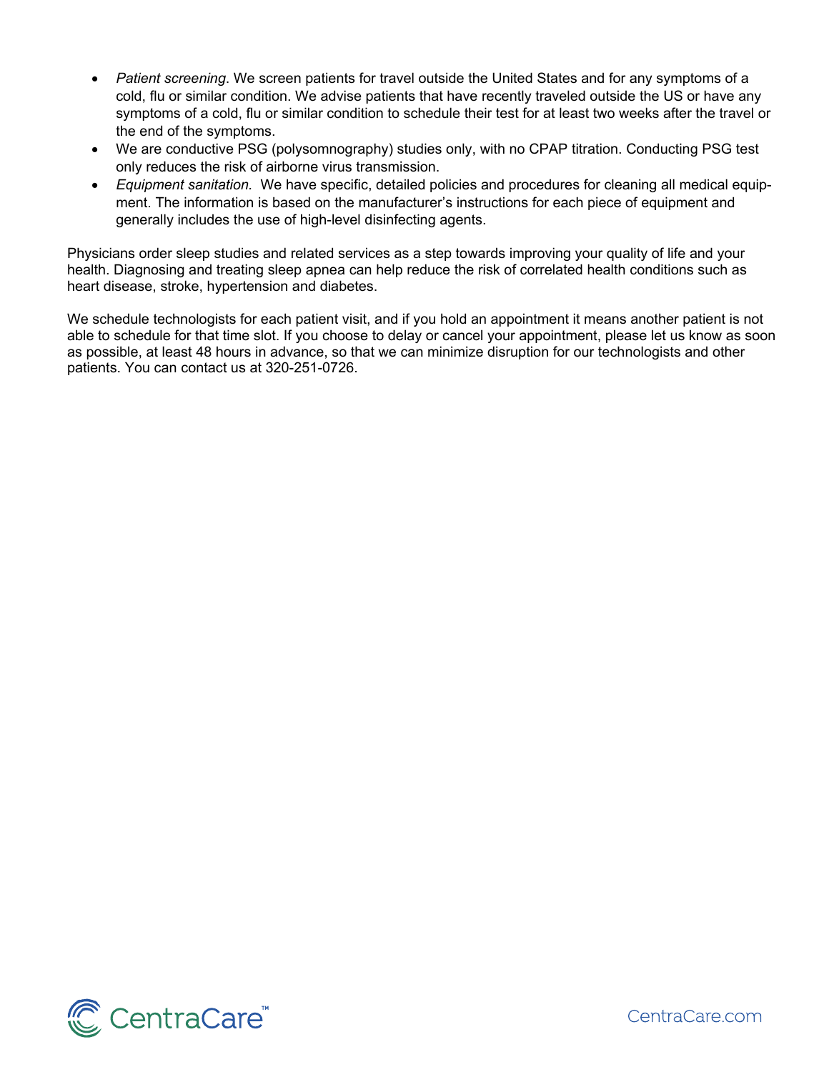- *Patient screening*. We screen patients for travel outside the United States and for any symptoms of a cold, flu or similar condition. We advise patients that have recently traveled outside the US or have any symptoms of a cold, flu or similar condition to schedule their test for at least two weeks after the travel or the end of the symptoms.
- We are conductive PSG (polysomnography) studies only, with no CPAP titration. Conducting PSG test only reduces the risk of airborne virus transmission.
- *Equipment sanitation.* We have specific, detailed policies and procedures for cleaning all medical equipment. The information is based on the manufacturer's instructions for each piece of equipment and generally includes the use of high-level disinfecting agents.

Physicians order sleep studies and related services as a step towards improving your quality of life and your health. Diagnosing and treating sleep apnea can help reduce the risk of correlated health conditions such as heart disease, stroke, hypertension and diabetes.

We schedule technologists for each patient visit, and if you hold an appointment it means another patient is not able to schedule for that time slot. If you choose to delay or cancel your appointment, please let us know as soon as possible, at least 48 hours in advance, so that we can minimize disruption for our technologists and other patients. You can contact us at 320-251-0726.

CentraCare™

CentraCare.com